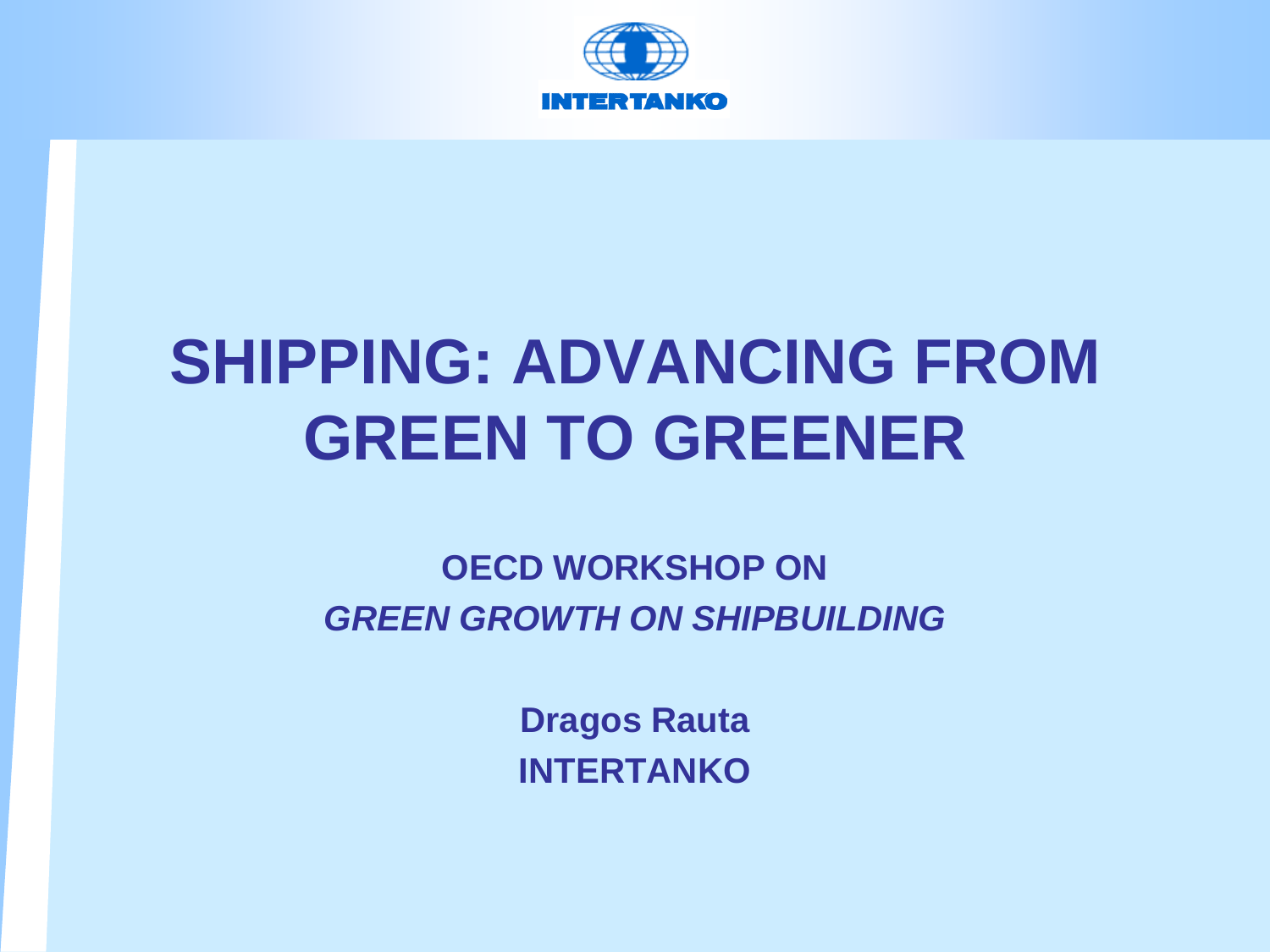# SHIPPING: ADVANCING FROM GREEN TO GREENER

**OECD WORKSHOP ON**
***GREEN GROWTH ON SHIPBUILDING***

**Dragos Rauta**
**INTERTANKO**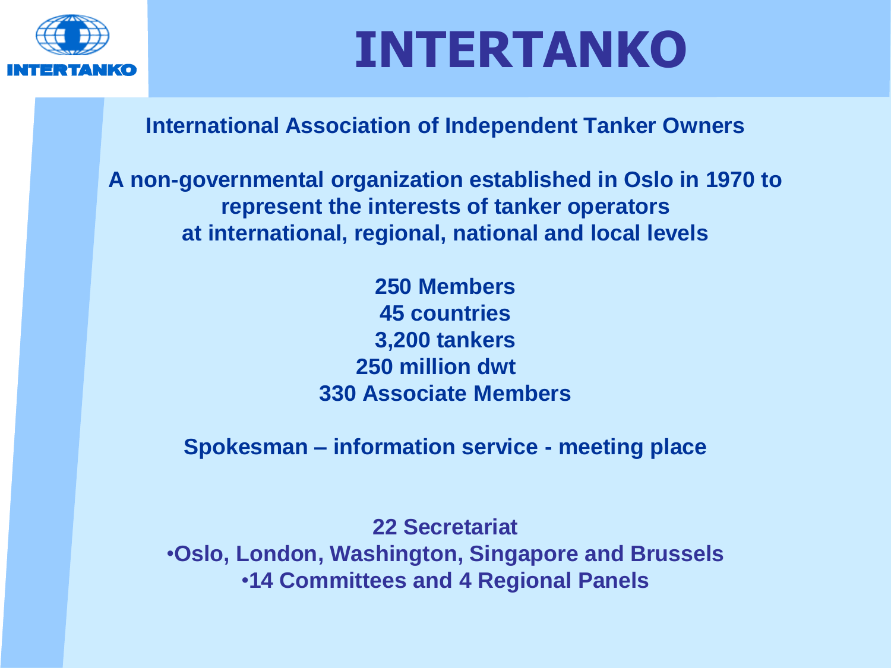# INTERTANKO

**International Association of Independent Tanker Owners**

**A non-governmental organization established in Oslo in 1970 to represent the interests of tanker operators at international, regional, national and local levels**

**250 Members**
**45 countries**
**3,200 tankers**
**250 million dwt**
**330 Associate Members**

**Spokesman – information service - meeting place**

**22 Secretariat**

- **Oslo, London, Washington, Singapore and Brussels**
- **14 Committees and 4 Regional Panels**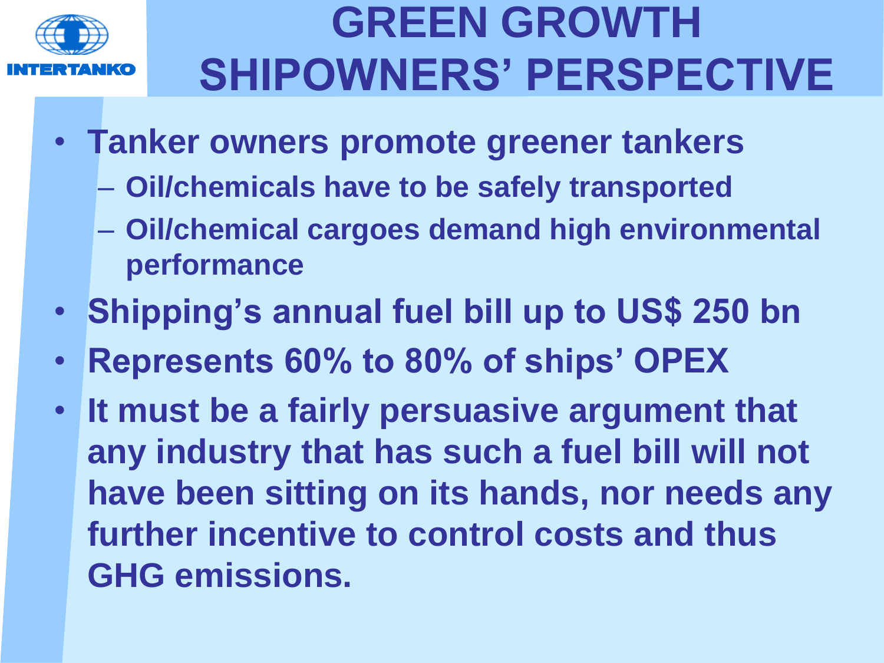# GREEN GROWTH SHIPOWNERS' PERSPECTIVE

- **Tanker owners promote greener tankers**
  - **Oil/chemicals have to be safely transported**
  - **Oil/chemical cargoes demand high environmental performance**
- **Shipping's annual fuel bill up to US$ 250 bn**
- **Represents 60% to 80% of ships' OPEX**
- **It must be a fairly persuasive argument that any industry that has such a fuel bill will not have been sitting on its hands, nor needs any further incentive to control costs and thus GHG emissions.**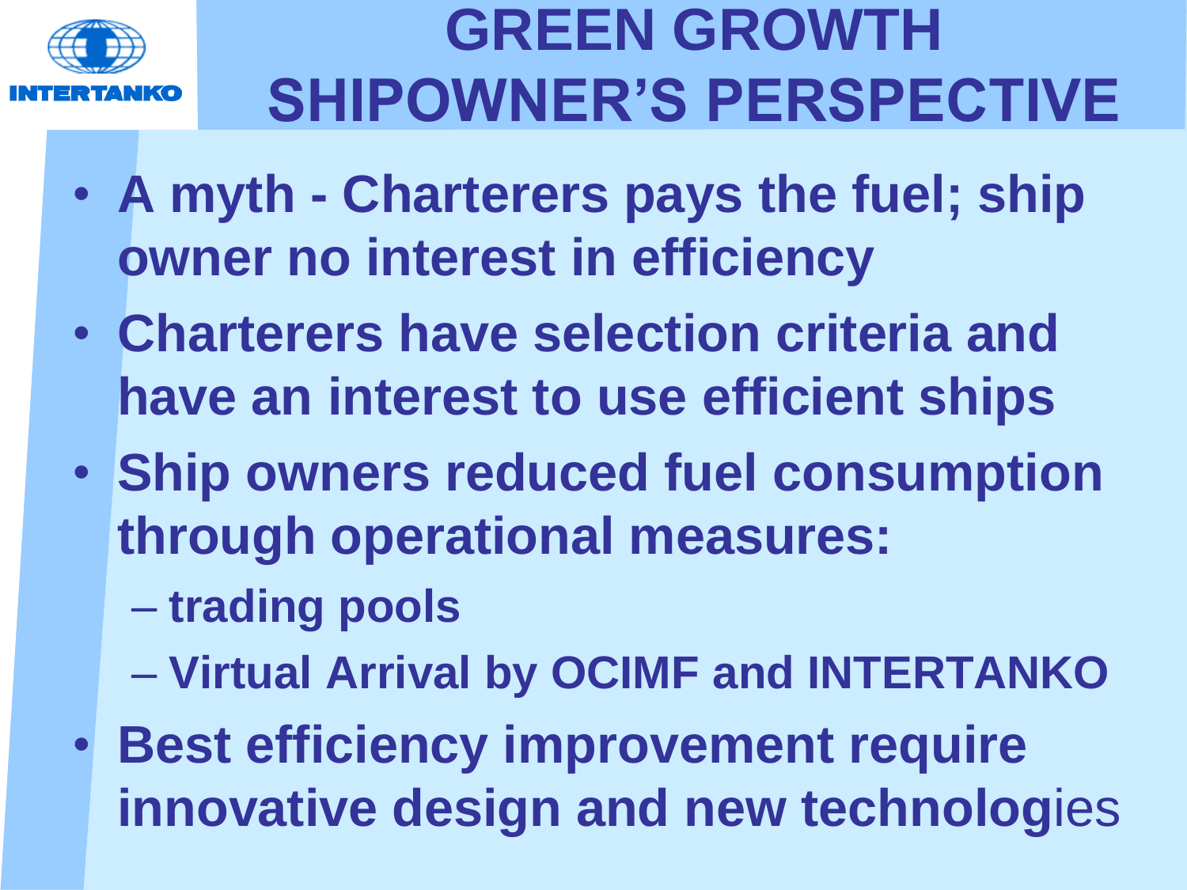# GREEN GROWTH SHIPOWNER'S PERSPECTIVE

- **A myth - Charterers pays the fuel; ship owner no interest in efficiency**
- **Charterers have selection criteria and have an interest to use efficient ships**
- **Ship owners reduced fuel consumption through operational measures:**
  - **trading pools**
  - **Virtual Arrival by OCIMF and INTERTANKO**
- **Best efficiency improvement require innovative design and new technolog**ies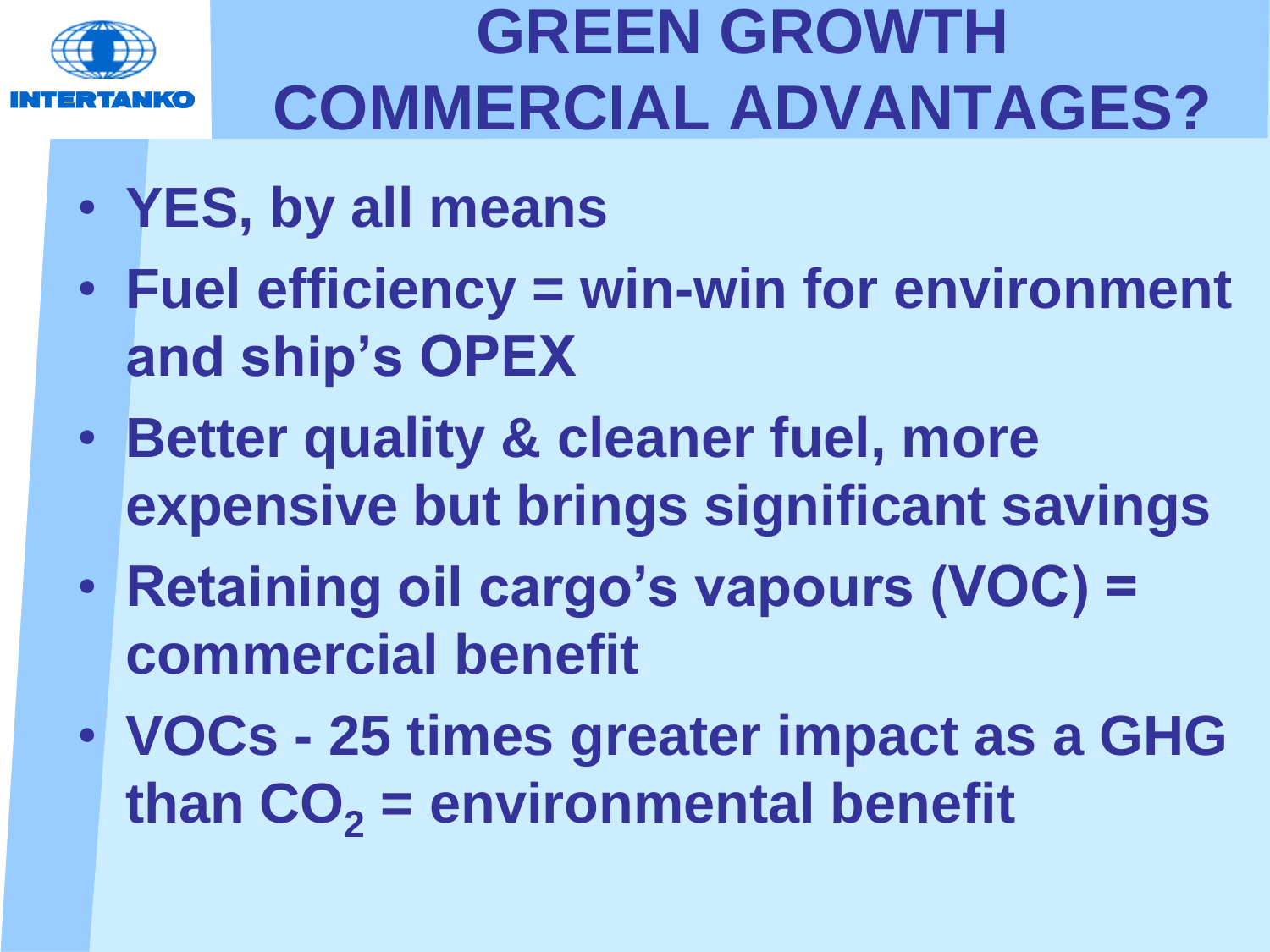# GREEN GROWTH COMMERCIAL ADVANTAGES?

- YES, by all means
- Fuel efficiency = win-win for environment and ship's OPEX
- Better quality & cleaner fuel, more expensive but brings significant savings
- Retaining oil cargo's vapours (VOC) = commercial benefit
- VOCs - 25 times greater impact as a GHG than $CO_2$ = environmental benefit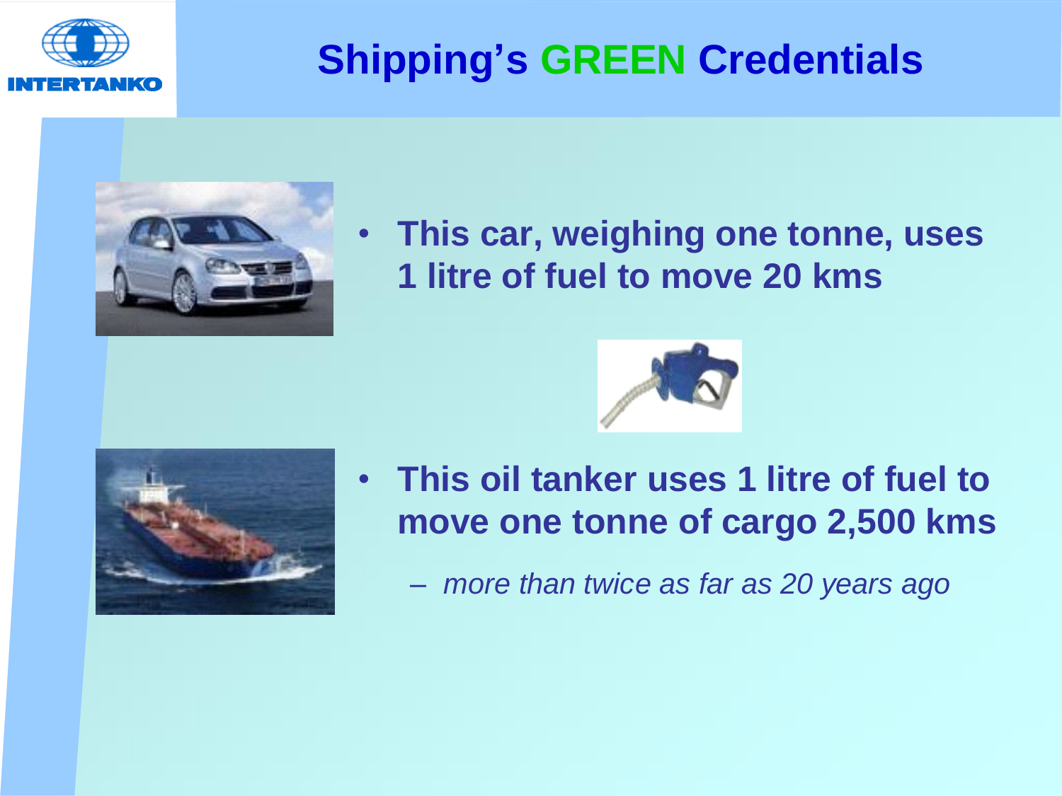# Shipping's GREEN Credentials

- **This car, weighing one tonne, uses 1 litre of fuel to move 20 kms**

- **This oil tanker uses 1 litre of fuel to move one tonne of cargo 2,500 kms**
  - *more than twice as far as 20 years ago*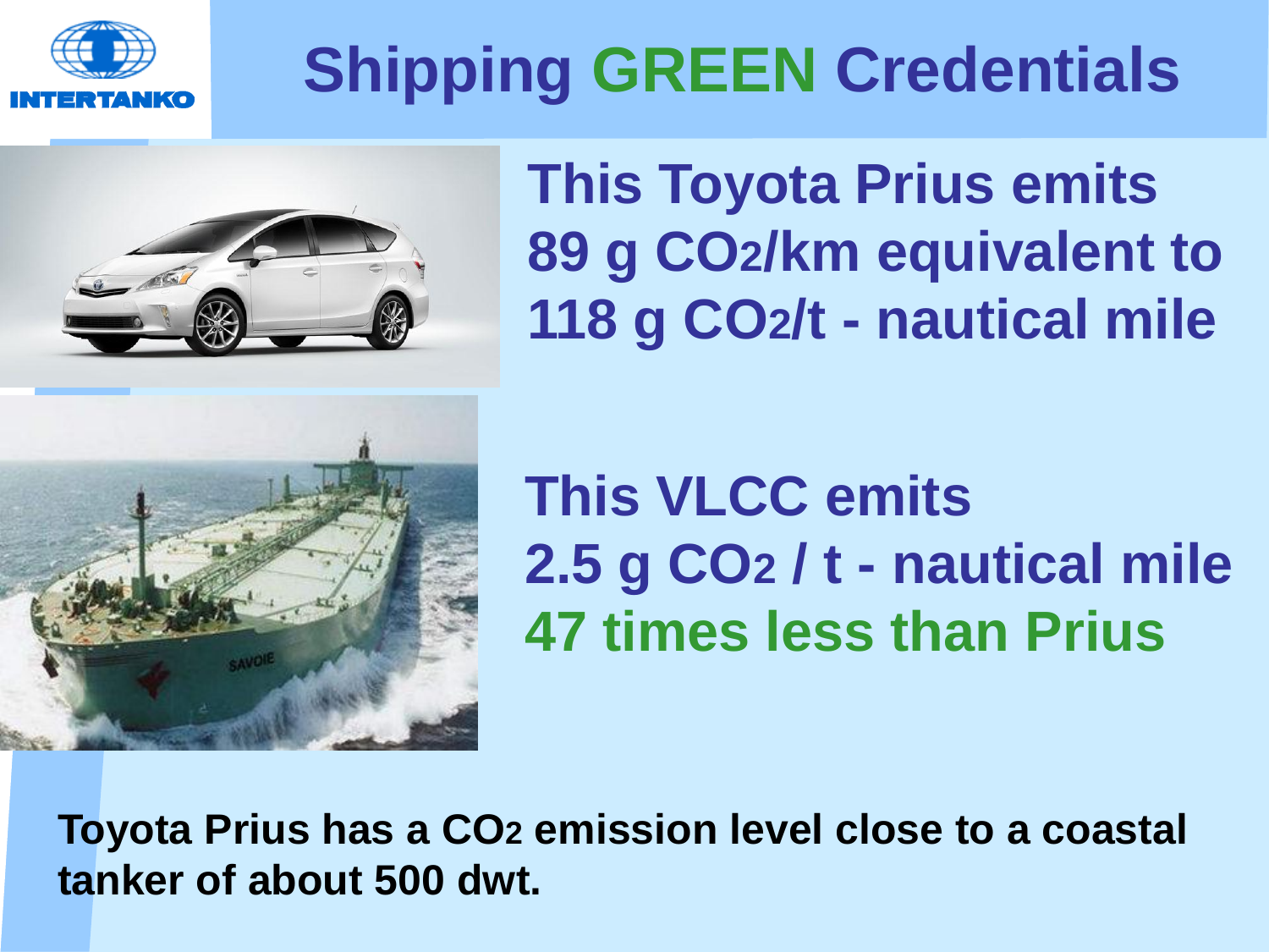# Shipping GREEN Credentials

**This Toyota Prius emits 89 g $CO_2$/km equivalent to 118 g $CO_2$/t - nautical mile**

**This VLCC emits 2.5 g $CO_2$ / t - nautical mile 47 times less than Prius**

**Toyota Prius has a $CO_2$ emission level close to a coastal tanker of about 500 dwt.**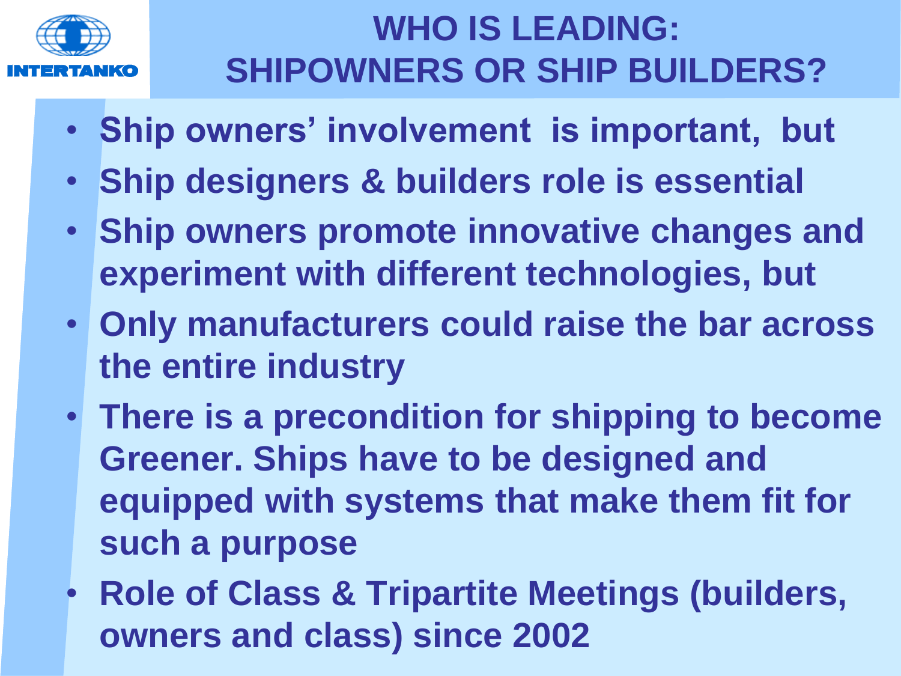# WHO IS LEADING: SHIPOWNERS OR SHIP BUILDERS?

- **Ship owners' involvement is important, but**
- **Ship designers & builders role is essential**
- **Ship owners promote innovative changes and experiment with different technologies, but**
- **Only manufacturers could raise the bar across the entire industry**
- **There is a precondition for shipping to become Greener. Ships have to be designed and equipped with systems that make them fit for such a purpose**
- **Role of Class & Tripartite Meetings (builders, owners and class) since 2002**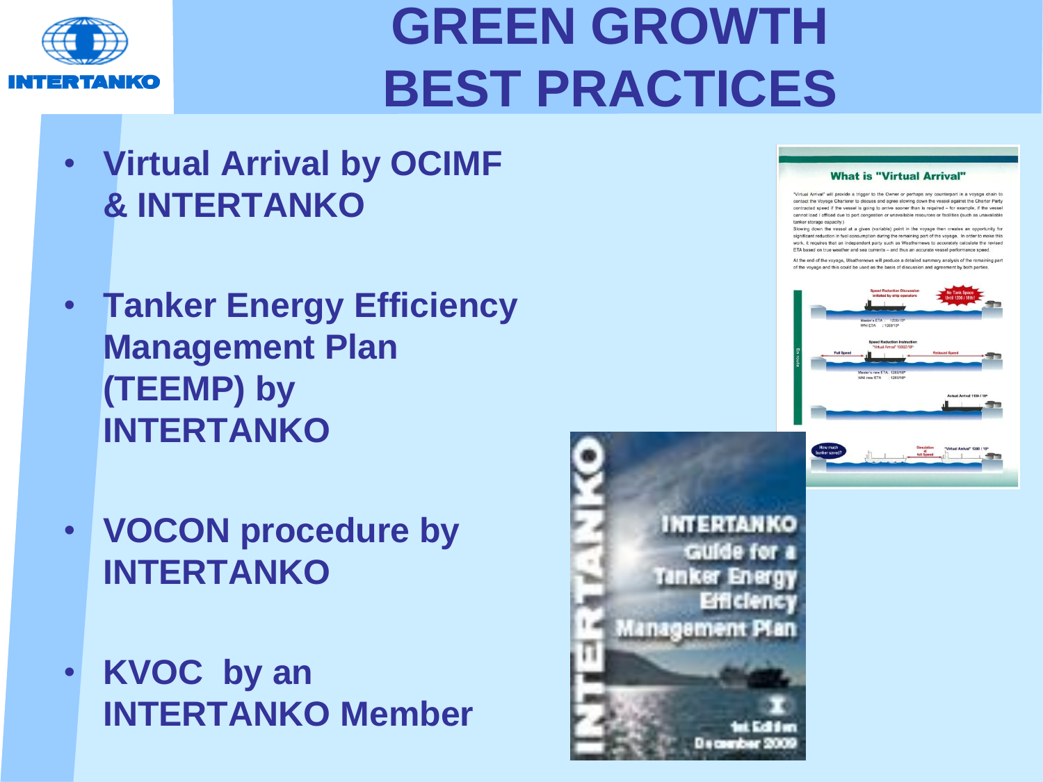# GREEN GROWTH BEST PRACTICES

- **Virtual Arrival by OCIMF & INTERTANKO**
- **Tanker Energy Efficiency Management Plan (TEEMP) by INTERTANKO**
- **VOCON procedure by INTERTANKO**
- **KVOC by an INTERTANKO Member**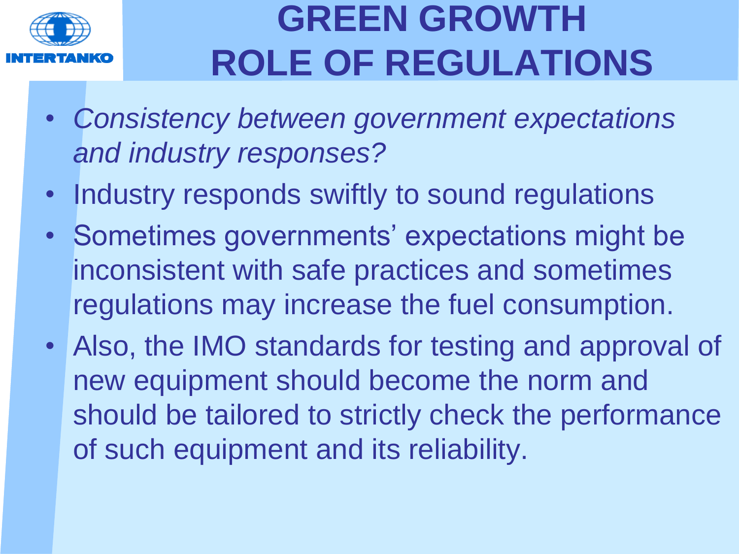# GREEN GROWTH ROLE OF REGULATIONS

- *Consistency between government expectations and industry responses?*
- Industry responds swiftly to sound regulations
- Sometimes governments' expectations might be inconsistent with safe practices and sometimes regulations may increase the fuel consumption.
- Also, the IMO standards for testing and approval of new equipment should become the norm and should be tailored to strictly check the performance of such equipment and its reliability.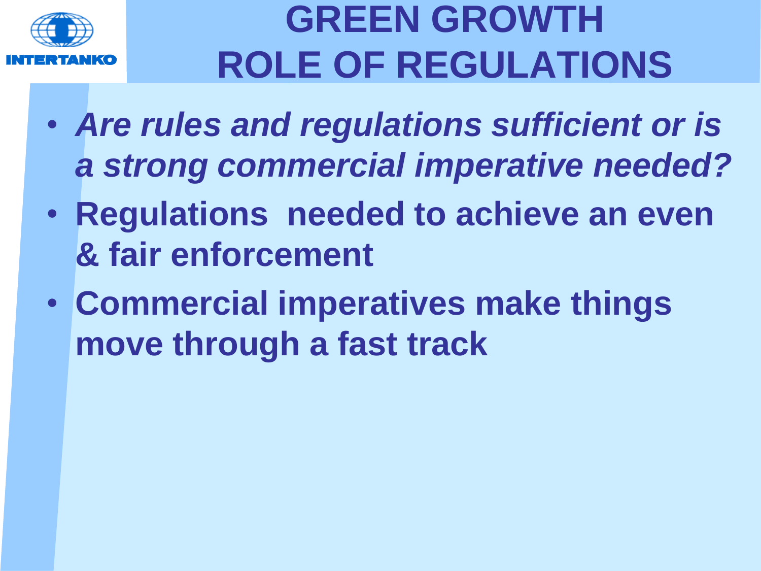# GREEN GROWTH
# ROLE OF REGULATIONS

- ***Are rules and regulations sufficient or is a strong commercial imperative needed?***
- **Regulations needed to achieve an even & fair enforcement**
- **Commercial imperatives make things move through a fast track**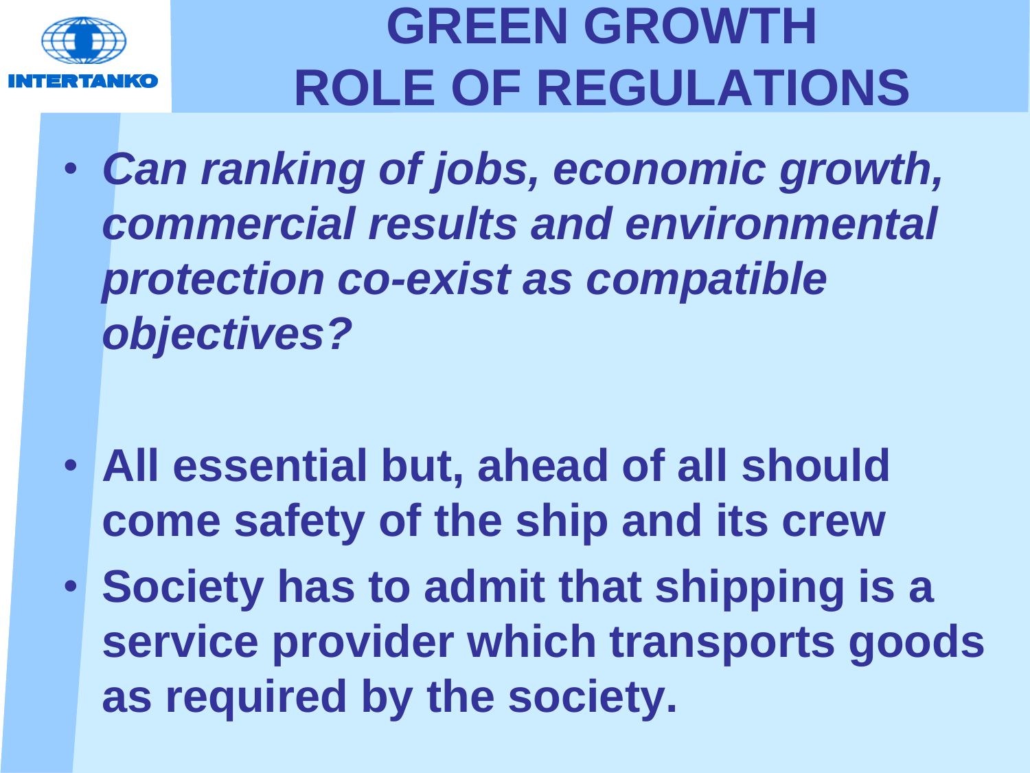# GREEN GROWTH ROLE OF REGULATIONS

- ***Can ranking of jobs, economic growth, commercial results and environmental protection co-exist as compatible objectives?***

- **All essential but, ahead of all should come safety of the ship and its crew**
- **Society has to admit that shipping is a service provider which transports goods as required by the society.**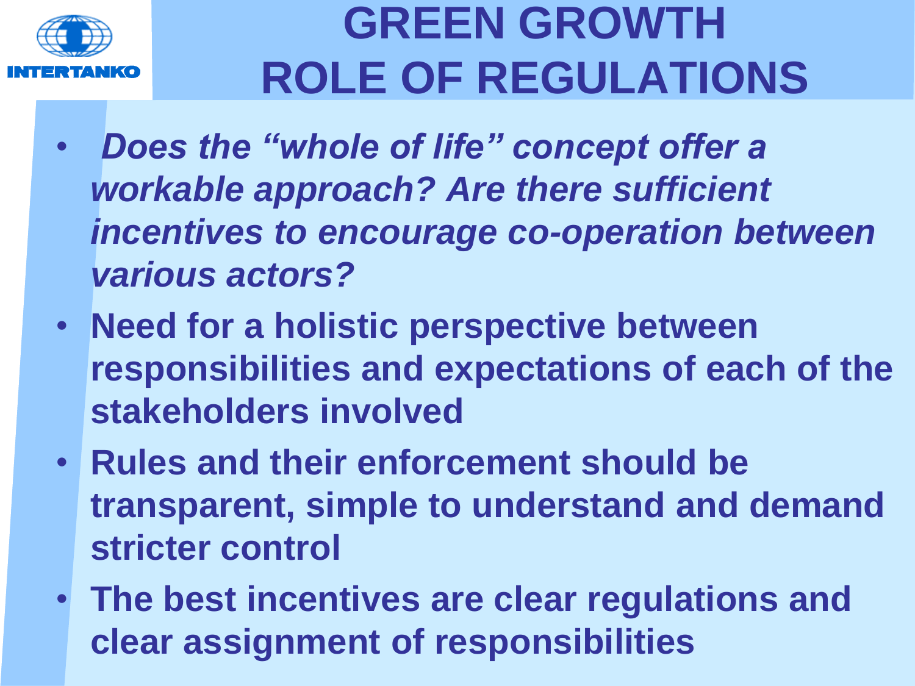# GREEN GROWTH ROLE OF REGULATIONS

- *Does the "whole of life" concept offer a workable approach? Are there sufficient incentives to encourage co-operation between various actors?*
- **Need for a holistic perspective between responsibilities and expectations of each of the stakeholders involved**
- **Rules and their enforcement should be transparent, simple to understand and demand stricter control**
- **The best incentives are clear regulations and clear assignment of responsibilities**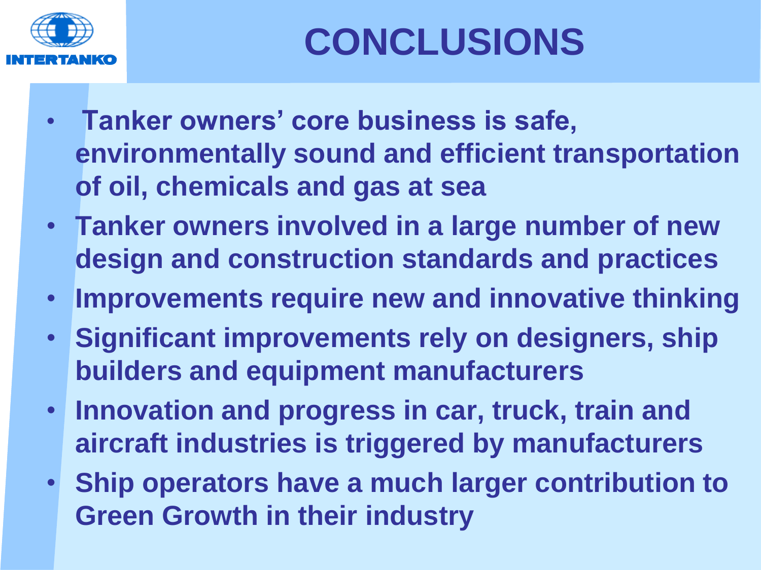# CONCLUSIONS

- Tanker owners' core business is safe, environmentally sound and efficient transportation of oil, chemicals and gas at sea
- Tanker owners involved in a large number of new design and construction standards and practices
- Improvements require new and innovative thinking
- Significant improvements rely on designers, ship builders and equipment manufacturers
- Innovation and progress in car, truck, train and aircraft industries is triggered by manufacturers
- Ship operators have a much larger contribution to Green Growth in their industry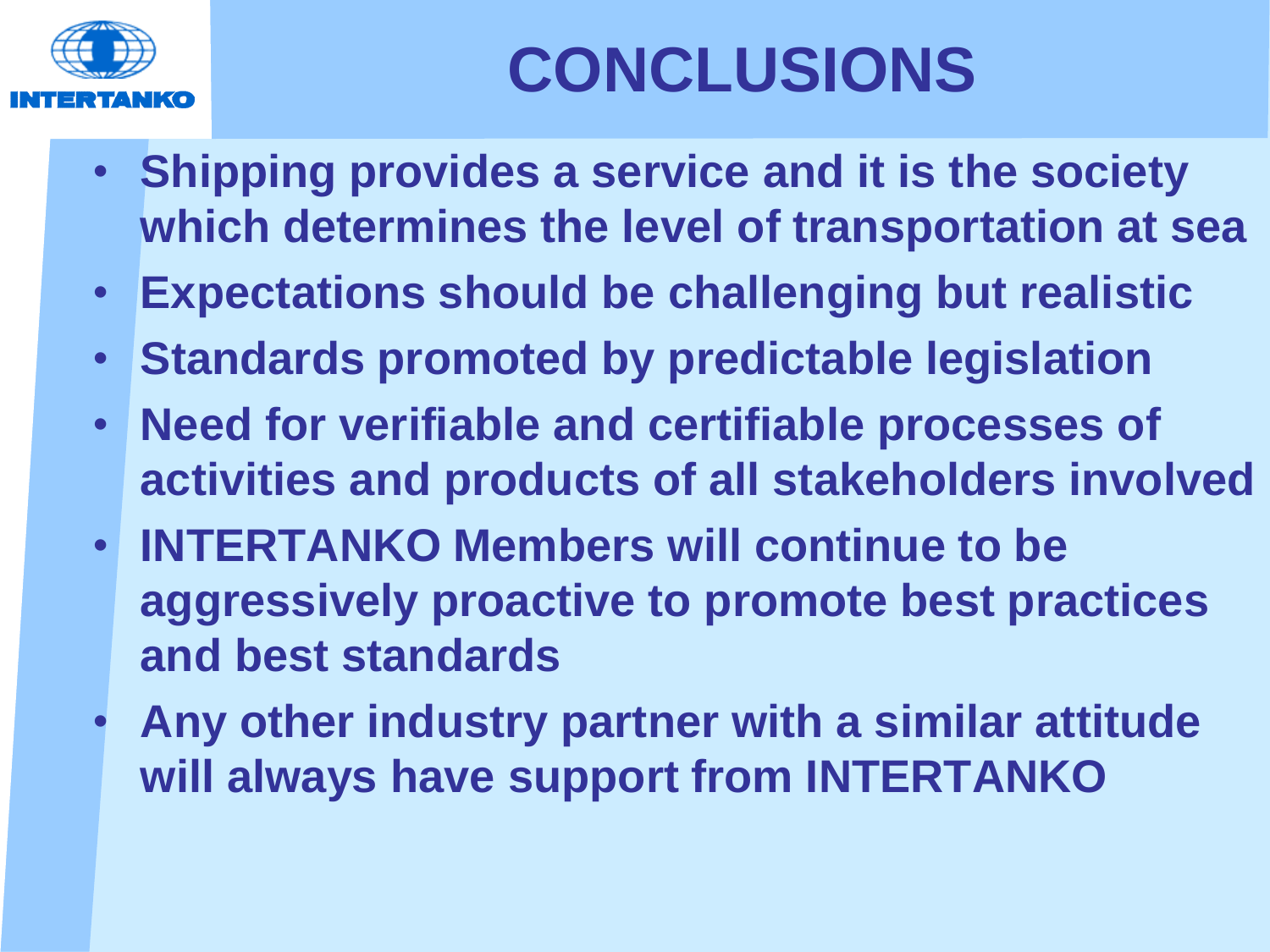# CONCLUSIONS

- **Shipping provides a service and it is the society which determines the level of transportation at sea**
- **Expectations should be challenging but realistic**
- **Standards promoted by predictable legislation**
- **Need for verifiable and certifiable processes of activities and products of all stakeholders involved**
- **INTERTANKO Members will continue to be aggressively proactive to promote best practices and best standards**
- **Any other industry partner with a similar attitude will always have support from INTERTANKO**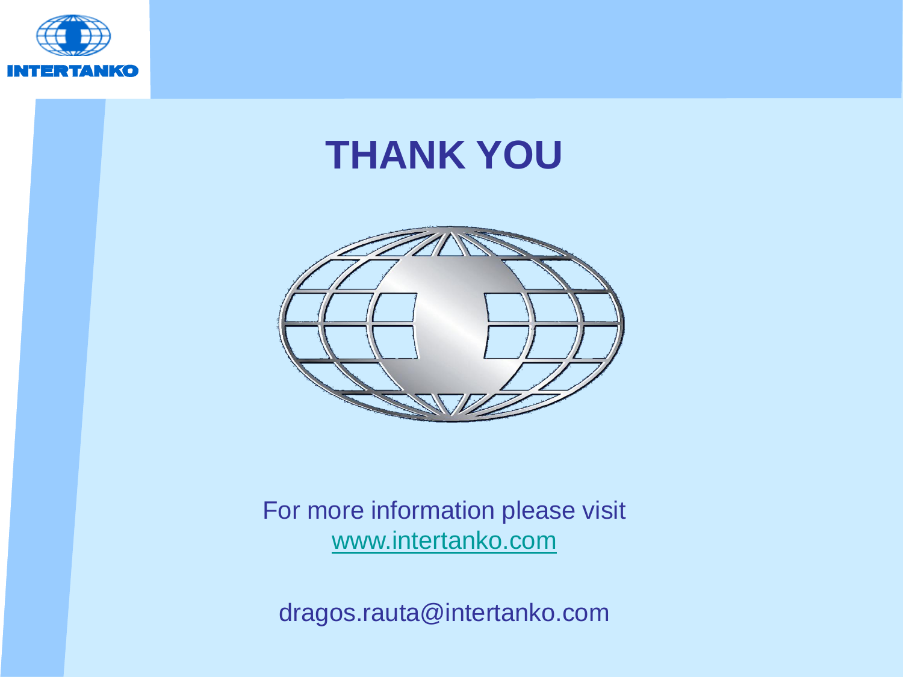# THANK YOU

For more information please visit
www.intertanko.com

dragos.rauta@intertanko.com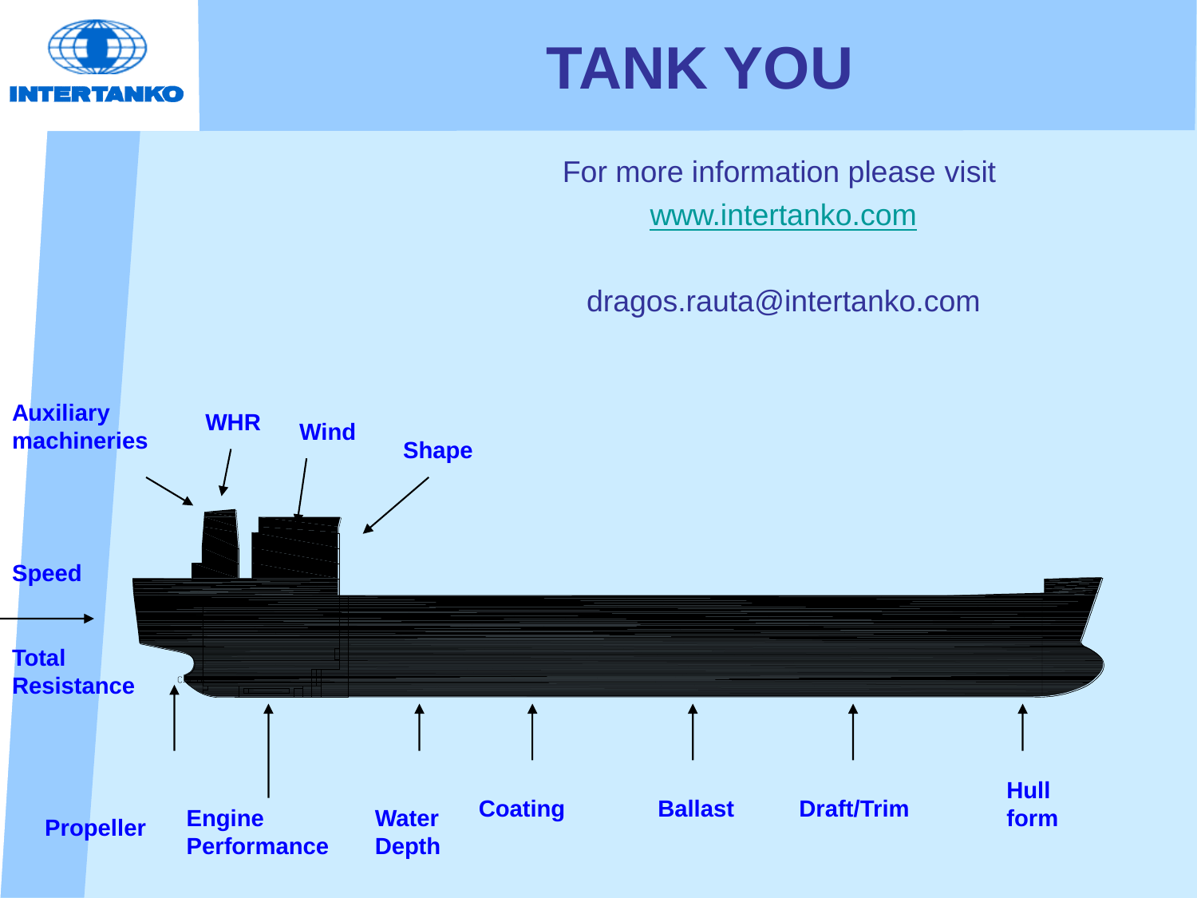# TANK YOU

For more information please visit

www.intertanko.com

dragos.rauta@intertanko.com

Auxiliary machineries

WHR

Wind

Shape

Speed

Total Resistance

Propeller

Engine Performance

Water Depth

Coating

Ballast

Draft/Trim

Hull form